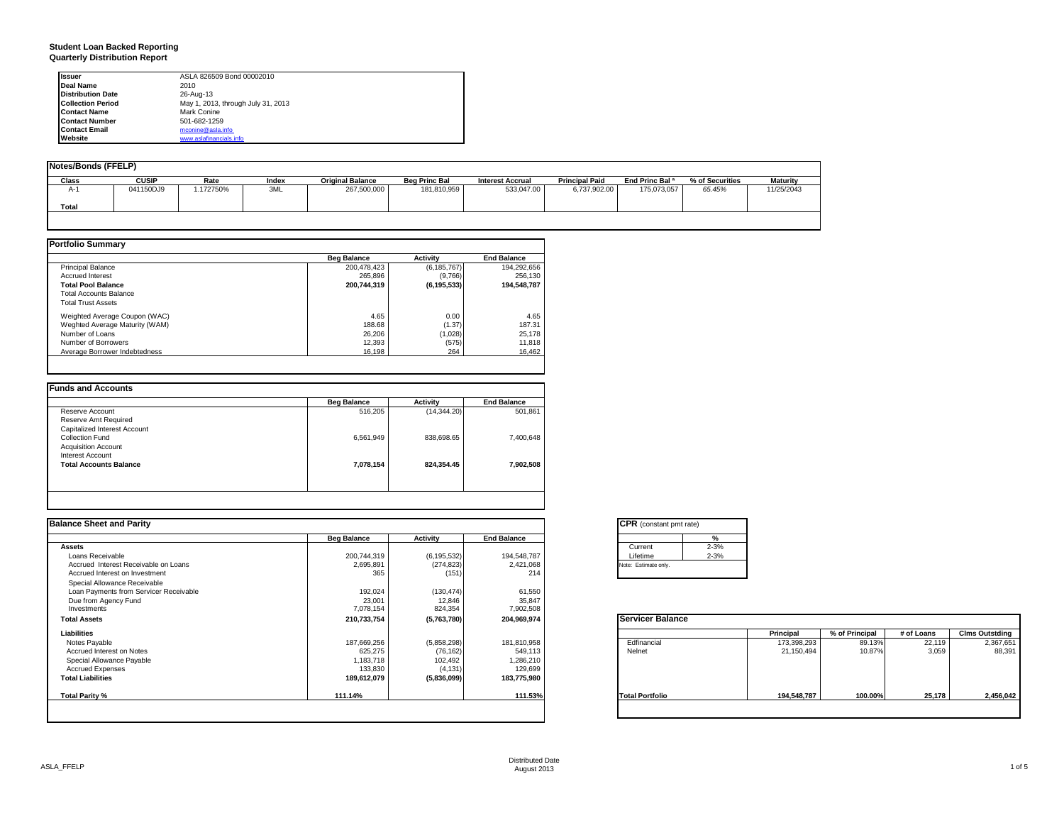**Student Loan Backed Reporting**
**Quarterly Distribution Report**

| | |
|---|---|
| **Issuer** | ASLA 826509 Bond 00002010 |
| **Deal Name** | 2010 |
| **Distribution Date** | 26-Aug-13 |
| **Collection Period** | May 1, 2013, through July 31, 2013 |
| **Contact Name** | Mark Conine |
| **Contact Number** | 501-682-1259 |
| **Contact Email** | mconine@asla.info |
| **Website** | www.aslafinancials.info |

**Notes/Bonds (FFELP)**

| Class | CUSIP | Rate | Index | Original Balance | Beg Princ Bal | Interest Accrual | Principal Paid | End Princ Bal ª | % of Securities | Maturity |
|---|---|---|---|---|---|---|---|---|---|---|
| A-1 | 041150DJ9 | 1.172750% | 3ML | 267,500,000 | 181,810,959 | 533,047.00 | 6,737,902.00 | 175,073,057 | 65.45% | 11/25/2043 |
| **Total** | | | | | | | | | | |

**Portfolio Summary**

| | Beg Balance | Activity | End Balance |
|---|---|---|---|
| Principal Balance | 200,478,423 | (6,185,767) | 194,292,656 |
| Accrued Interest | 265,896 | (9,766) | 256,130 |
| **Total Pool Balance** | **200,744,319** | **(6,195,533)** | **194,548,787** |
| Total Accounts Balance | | | |
| Total Trust Assets | | | |
| Weighted Average Coupon (WAC) | 4.65 | 0.00 | 4.65 |
| Weghted Average Maturity (WAM) | 188.68 | (1.37) | 187.31 |
| Number of Loans | 26,206 | (1,028) | 25,178 |
| Number of Borrowers | 12,393 | (575) | 11,818 |
| Average Borrower Indebtedness | 16,198 | 264 | 16,462 |

**Funds and Accounts**

| | Beg Balance | Activity | End Balance |
|---|---|---|---|
| Reserve Account | 516,205 | (14,344.20) | 501,861 |
| Reserve Amt Required | | | |
| Capitalized Interest Account | | | |
| Collection Fund | 6,561,949 | 838,698.65 | 7,400,648 |
| Acquisition Account | | | |
| Interest Account | | | |
| **Total Accounts Balance** | **7,078,154** | **824,354.45** | **7,902,508** |

**Balance Sheet and Parity**

| | Beg Balance | Activity | End Balance |
|---|---|---|---|
| **Assets** | | | |
| Loans Receivable | 200,744,319 | (6,195,532) | 194,548,787 |
| Accrued Interest Receivable on Loans | 2,695,891 | (274,823) | 2,421,068 |
| Accrued Interest on Investment | 365 | (151) | 214 |
| Special Allowance Receivable | | | |
| Loan Payments from Servicer Receivable | 192,024 | (130,474) | 61,550 |
| Due from Agency Fund | 23,001 | 12,846 | 35,847 |
| Investments | 7,078,154 | 824,354 | 7,902,508 |
| **Total Assets** | **210,733,754** | **(5,763,780)** | **204,969,974** |
| **Liabilities** | | | |
| Notes Payable | 187,669,256 | (5,858,298) | 181,810,958 |
| Accrued Interest on Notes | 625,275 | (76,162) | 549,113 |
| Special Allowance Payable | 1,183,718 | 102,492 | 1,286,210 |
| Accrued Expenses | 133,830 | (4,131) | 129,699 |
| **Total Liabilities** | **189,612,079** | **(5,836,099)** | **183,775,980** |
| **Total Parity %** | **111.14%** | | **111.53%** |

**CPR** (constant pmt rate)

| | % |
|---|---|
| Current | 2-3% |
| Lifetime | 2-3% |

Note: Estimate only.

**Servicer Balance**

| | Principal | % of Principal | # of Loans | Clms Outstding |
|---|---|---|---|---|
| Edfinancial | 173,398,293 | 89.13% | 22,119 | 2,367,651 |
| Nelnet | 21,150,494 | 10.87% | 3,059 | 88,391 |
| **Total Portfolio** | **194,548,787** | **100.00%** | **25,178** | **2,456,042** |

Distributed Date
August 2013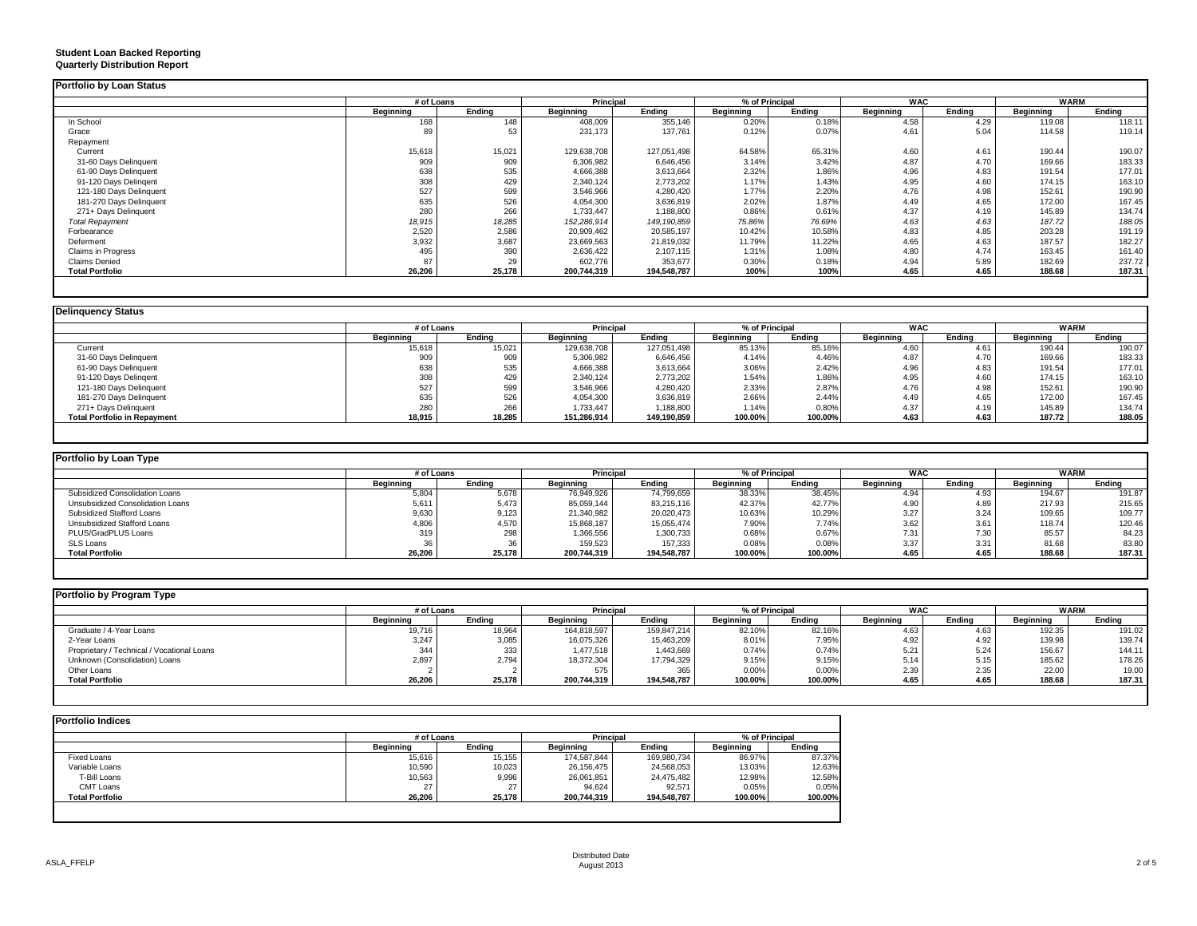**Student Loan Backed Reporting**
**Quarterly Distribution Report**

## Portfolio by Loan Status

| | # of Loans | | Principal | | % of Principal | | WAC | | WARM | |
|---|---|---|---|---|---|---|---|---|---|---|
| | Beginning | Ending | Beginning | Ending | Beginning | Ending | Beginning | Ending | Beginning | Ending |
| In School | 168 | 148 | 408,009 | 355,146 | 0.20% | 0.18% | 4.58 | 4.29 | 119.08 | 118.11 |
| Grace | 89 | 53 | 231,173 | 137,761 | 0.12% | 0.07% | 4.61 | 5.04 | 114.58 | 119.14 |
| Repayment | | | | | | | | | | |
| Current | 15,618 | 15,021 | 129,638,708 | 127,051,498 | 64.58% | 65.31% | 4.60 | 4.61 | 190.44 | 190.07 |
| 31-60 Days Delinquent | 909 | 909 | 6,306,982 | 6,646,456 | 3.14% | 3.42% | 4.87 | 4.70 | 169.66 | 183.33 |
| 61-90 Days Delinquent | 638 | 535 | 4,666,388 | 3,613,664 | 2.32% | 1.86% | 4.96 | 4.83 | 191.54 | 177.01 |
| 91-120 Days Delingent | 308 | 429 | 2,340,124 | 2,773,202 | 1.17% | 1.43% | 4.95 | 4.60 | 174.15 | 163.10 |
| 121-180 Days Delinquent | 527 | 599 | 3,546,966 | 4,280,420 | 1.77% | 2.20% | 4.76 | 4.98 | 152.61 | 190.90 |
| 181-270 Days Delinquent | 635 | 526 | 4,054,300 | 3,636,819 | 2.02% | 1.87% | 4.49 | 4.65 | 172.00 | 167.45 |
| 271+ Days Delinquent | 280 | 266 | 1,733,447 | 1,188,800 | 0.86% | 0.61% | 4.37 | 4.19 | 145.89 | 134.74 |
| *Total Repayment* | *18,915* | *18,285* | *152,286,914* | *149,190,859* | *75.86%* | *76.69%* | *4.63* | *4.63* | *187.72* | *188.05* |
| Forbearance | 2,520 | 2,586 | 20,909,462 | 20,585,197 | 10.42% | 10.58% | 4.83 | 4.85 | 203.28 | 191.19 |
| Deferment | 3,932 | 3,687 | 23,669,563 | 21,819,032 | 11.79% | 11.22% | 4.65 | 4.63 | 187.57 | 182.27 |
| Claims in Progress | 495 | 390 | 2,636,422 | 2,107,115 | 1.31% | 1.08% | 4.80 | 4.74 | 163.45 | 161.40 |
| Claims Denied | 87 | 29 | 602,776 | 353,677 | 0.30% | 0.18% | 4.94 | 5.89 | 182.69 | 237.72 |
| **Total Portfolio** | **26,206** | **25,178** | **200,744,319** | **194,548,787** | **100%** | **100%** | **4.65** | **4.65** | **188.68** | **187.31** |

## Delinquency Status

| | # of Loans | | Principal | | % of Principal | | WAC | | WARM | |
|---|---|---|---|---|---|---|---|---|---|---|
| | Beginning | Ending | Beginning | Ending | Beginning | Ending | Beginning | Ending | Beginning | Ending |
| Current | 15,618 | 15,021 | 129,638,708 | 127,051,498 | 85.13% | 85.16% | 4.60 | 4.61 | 190.44 | 190.07 |
| 31-60 Days Delinquent | 909 | 909 | 5,306,982 | 6,646,456 | 4.14% | 4.46% | 4.87 | 4.70 | 169.66 | 183.33 |
| 61-90 Days Delinquent | 638 | 535 | 4,666,388 | 3,613,664 | 3.06% | 2.42% | 4.96 | 4.83 | 191.54 | 177.01 |
| 91-120 Days Delingent | 308 | 429 | 2,340,124 | 2,773,202 | 1.54% | 1.86% | 4.95 | 4.60 | 174.15 | 163.10 |
| 121-180 Days Delinquent | 527 | 599 | 3,546,966 | 4,280,420 | 2.33% | 2.87% | 4.76 | 4.98 | 152.61 | 190.90 |
| 181-270 Days Delinquent | 635 | 526 | 4,054,300 | 3,636,819 | 2.66% | 2.44% | 4.49 | 4.65 | 172.00 | 167.45 |
| 271+ Days Delinquent | 280 | 266 | 1,733,447 | 1,188,800 | 1.14% | 0.80% | 4.37 | 4.19 | 145.89 | 134.74 |
| **Total Portfolio in Repayment** | **18,915** | **18,285** | **151,286,914** | **149,190,859** | **100.00%** | **100.00%** | **4.63** | **4.63** | **187.72** | **188.05** |

## Portfolio by Loan Type

| | # of Loans | | Principal | | % of Principal | | WAC | | WARM | |
|---|---|---|---|---|---|---|---|---|---|---|
| | Beginning | Ending | Beginning | Ending | Beginning | Ending | Beginning | Ending | Beginning | Ending |
| Subsidized Consolidation Loans | 5,804 | 5,678 | 76,949,926 | 74,799,659 | 38.33% | 38.45% | 4.94 | 4.93 | 194.67 | 191.87 |
| Unsubsidized Consolidation Loans | 5,611 | 5,473 | 85,059,144 | 83,215,116 | 42.37% | 42.77% | 4.90 | 4.89 | 217.93 | 215.65 |
| Subsidized Stafford Loans | 9,630 | 9,123 | 21,340,982 | 20,020,473 | 10.63% | 10.29% | 3.27 | 3.24 | 109.65 | 109.77 |
| Unsubsidized Stafford Loans | 4,806 | 4,570 | 15,868,187 | 15,055,474 | 7.90% | 7.74% | 3.62 | 3.61 | 118.74 | 120.46 |
| PLUS/GradPLUS Loans | 319 | 298 | 1,366,556 | 1,300,733 | 0.68% | 0.67% | 7.31 | 7.30 | 85.57 | 84.23 |
| SLS Loans | 36 | 36 | 159,523 | 157,333 | 0.08% | 0.08% | 3.37 | 3.31 | 81.68 | 83.80 |
| **Total Portfolio** | **26,206** | **25,178** | **200,744,319** | **194,548,787** | **100.00%** | **100.00%** | **4.65** | **4.65** | **188.68** | **187.31** |

## Portfolio by Program Type

| | # of Loans | | Principal | | % of Principal | | WAC | | WARM | |
|---|---|---|---|---|---|---|---|---|---|---|
| | Beginning | Ending | Beginning | Ending | Beginning | Ending | Beginning | Ending | Beginning | Ending |
| Graduate / 4-Year Loans | 19,716 | 18,964 | 164,818,597 | 159,847,214 | 82.10% | 82.16% | 4.63 | 4.63 | 192.35 | 191.02 |
| 2-Year Loans | 3,247 | 3,085 | 16,075,326 | 15,463,209 | 8.01% | 7.95% | 4.92 | 4.92 | 139.98 | 139.74 |
| Proprietary / Technical / Vocational Loans | 344 | 333 | 1,477,518 | 1,443,669 | 0.74% | 0.74% | 5.21 | 5.24 | 156.67 | 144.11 |
| Unknown (Consolidation) Loans | 2,897 | 2,794 | 18,372,304 | 17,794,329 | 9.15% | 9.15% | 5.14 | 5.15 | 185.62 | 178.26 |
| Other Loans | 2 | 2 | 575 | 365 | 0.00% | 0.00% | 2.39 | 2.35 | 22.00 | 19.00 |
| **Total Portfolio** | **26,206** | **25,178** | **200,744,319** | **194,548,787** | **100.00%** | **100.00%** | **4.65** | **4.65** | **188.68** | **187.31** |

## Portfolio Indices

| | # of Loans | | Principal | | % of Principal | |
|---|---|---|---|---|---|---|
| | Beginning | Ending | Beginning | Ending | Beginning | Ending |
| Fixed Loans | 15,616 | 15,155 | 174,587,844 | 169,980,734 | 86.97% | 87.37% |
| Variable Loans | 10,590 | 10,023 | 26,156,475 | 24,568,053 | 13.03% | 12.63% |
| T-Bill Loans | 10,563 | 9,996 | 26,061,851 | 24,475,482 | 12.98% | 12.58% |
| CMT Loans | 27 | 27 | 94,624 | 92,571 | 0.05% | 0.05% |
| **Total Portfolio** | **26,206** | **25,178** | **200,744,319** | **194,548,787** | **100.00%** | **100.00%** |

ASLA_FFELP

Distributed Date
August 2013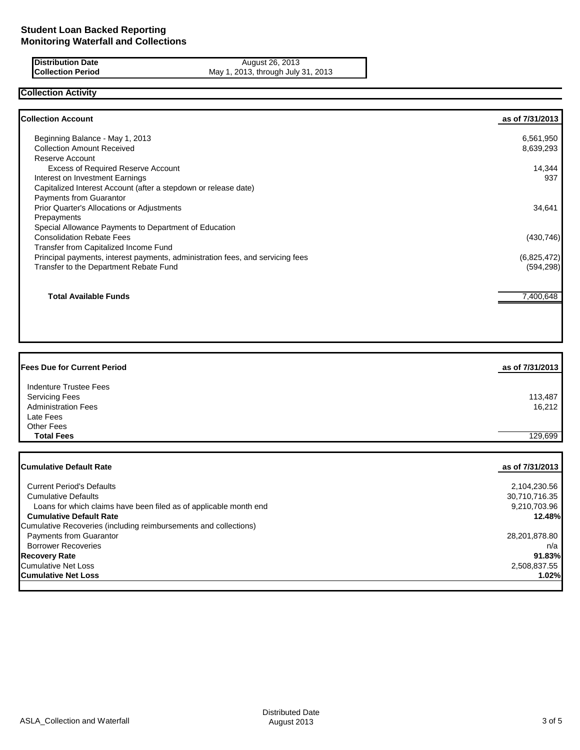# Student Loan Backed Reporting
## Monitoring Waterfall and Collections

| | |
|---|---|
| **Distribution Date** | August 26, 2013 |
| **Collection Period** | May 1, 2013, through July 31, 2013 |

## Collection Activity

| **Collection Account** | **as of 7/31/2013** |
|---|---|
| Beginning Balance - May 1, 2013 | 6,561,950 |
| Collection Amount Received | 8,639,293 |
| Reserve Account | |
| Excess of Required Reserve Account | 14,344 |
| Interest on Investment Earnings | 937 |
| Capitalized Interest Account (after a stepdown or release date) | |
| Payments from Guarantor | |
| Prior Quarter's Allocations or Adjustments | 34,641 |
| Prepayments | |
| Special Allowance Payments to Department of Education | |
| Consolidation Rebate Fees | (430,746) |
| Transfer from Capitalized Income Fund | |
| Principal payments, interest payments, administration fees, and servicing fees | (6,825,472) |
| Transfer to the Department Rebate Fund | (594,298) |
| **Total Available Funds** | 7,400,648 |

| **Fees Due for Current Period** | **as of 7/31/2013** |
|---|---|
| Indenture Trustee Fees | |
| Servicing Fees | 113,487 |
| Administration Fees | 16,212 |
| Late Fees | |
| Other Fees | |
| **Total Fees** | 129,699 |

| **Cumulative Default Rate** | **as of 7/31/2013** |
|---|---|
| Current Period's Defaults | 2,104,230.56 |
| Cumulative Defaults | 30,710,716.35 |
| Loans for which claims have been filed as of applicable month end | 9,210,703.96 |
| **Cumulative Default Rate** | **12.48%** |
| Cumulative Recoveries (including reimbursements and collections) | |
| Payments from Guarantor | 28,201,878.80 |
| Borrower Recoveries | n/a |
| **Recovery Rate** | **91.83%** |
| Cumulative Net Loss | 2,508,837.55 |
| **Cumulative Net Loss** | **1.02%** |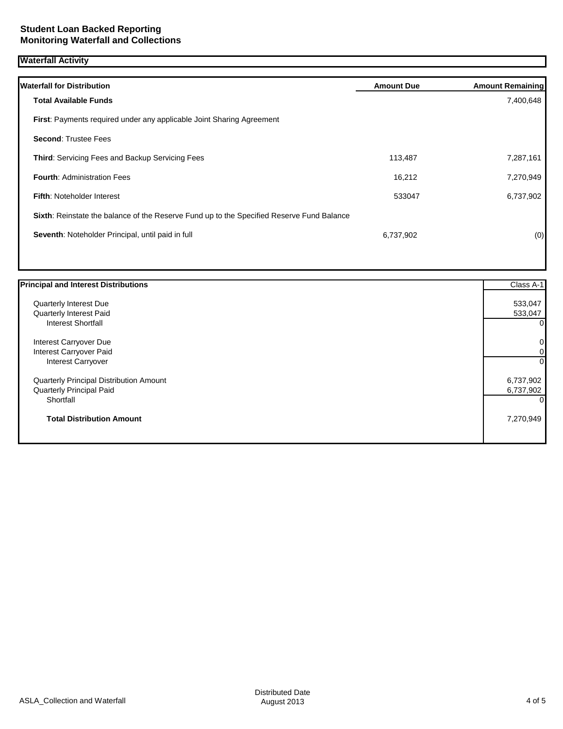**Student Loan Backed Reporting**
**Monitoring Waterfall and Collections**

## Waterfall Activity

| **Waterfall for Distribution** | **Amount Due** | **Amount Remaining** |
|---|---|---|
| **Total Available Funds** | | 7,400,648 |
| **First**: Payments required under any applicable Joint Sharing Agreement | | |
| **Second**: Trustee Fees | | |
| **Third**: Servicing Fees and Backup Servicing Fees | 113,487 | 7,287,161 |
| **Fourth**: Administration Fees | 16,212 | 7,270,949 |
| **Fifth**: Noteholder Interest | 533047 | 6,737,902 |
| **Sixth**: Reinstate the balance of the Reserve Fund up to the Specified Reserve Fund Balance | | |
| **Seventh**: Noteholder Principal, until paid in full | 6,737,902 | (0) |

| **Principal and Interest Distributions** | Class A-1 |
|---|---|
| Quarterly Interest Due | 533,047 |
| Quarterly Interest Paid | 533,047 |
| Interest Shortfall | 0 |
| Interest Carryover Due | 0 |
| Interest Carryover Paid | 0 |
| Interest Carryover | 0 |
| Quarterly Principal Distribution Amount | 6,737,902 |
| Quarterly Principal Paid | 6,737,902 |
| Shortfall | 0 |
| **Total Distribution Amount** | 7,270,949 |

ASLA_Collection and Waterfall

Distributed Date
August 2013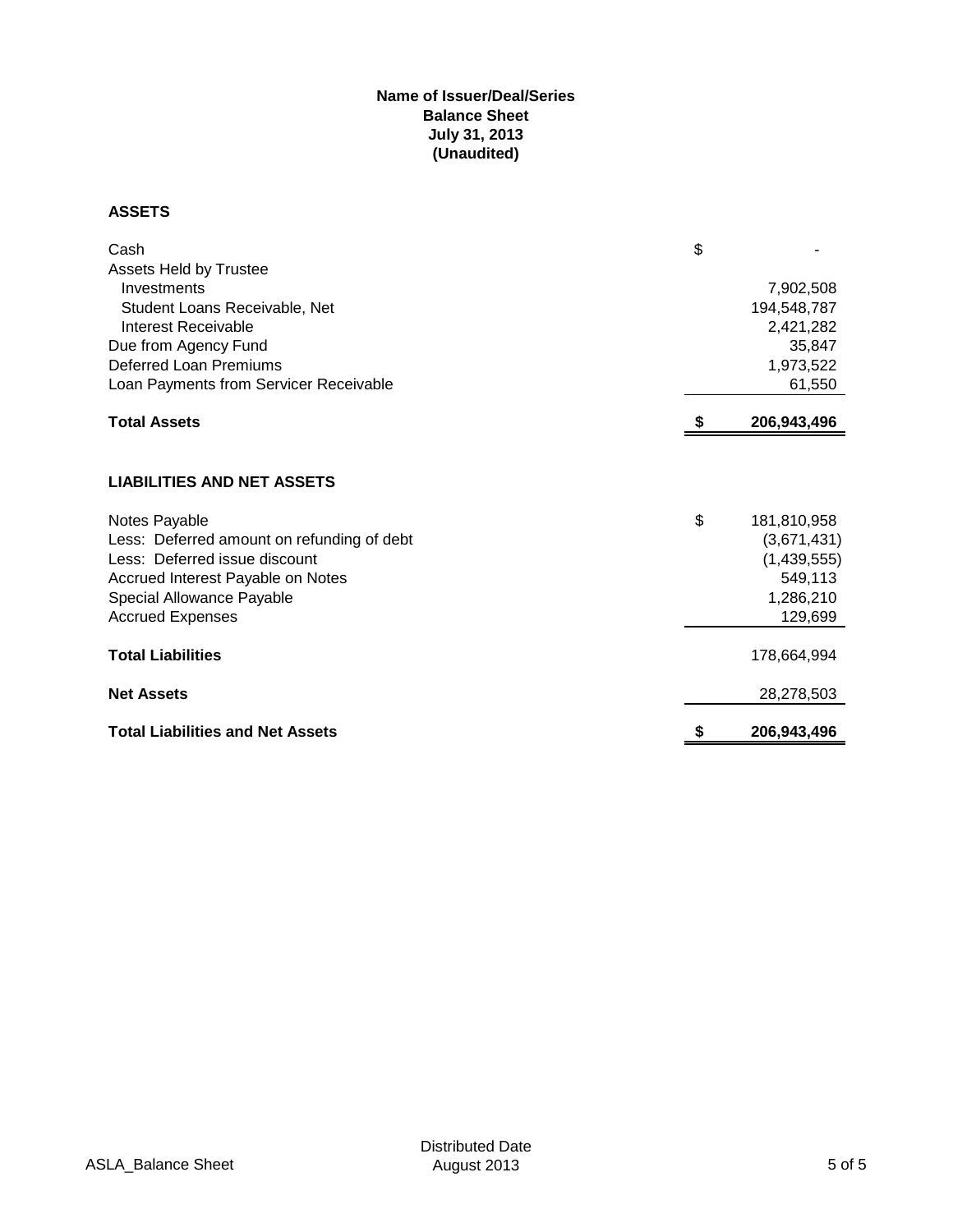**Name of Issuer/Deal/Series**
**Balance Sheet**
**July 31, 2013**
**(Unaudited)**

**ASSETS**

| | | |
|---|---|---|
| Cash | $ | - |
| Assets Held by Trustee | | |
| Investments | | 7,902,508 |
| Student Loans Receivable, Net | | 194,548,787 |
| Interest Receivable | | 2,421,282 |
| Due from Agency Fund | | 35,847 |
| Deferred Loan Premiums | | 1,973,522 |
| Loan Payments from Servicer Receivable | | 61,550 |
| **Total Assets** | **$** | **206,943,496** |

**LIABILITIES AND NET ASSETS**

| | | |
|---|---|---|
| Notes Payable | $ | 181,810,958 |
| Less: Deferred amount on refunding of debt | | (3,671,431) |
| Less: Deferred issue discount | | (1,439,555) |
| Accrued Interest Payable on Notes | | 549,113 |
| Special Allowance Payable | | 1,286,210 |
| Accrued Expenses | | 129,699 |
| **Total Liabilities** | | 178,664,994 |
| **Net Assets** | | 28,278,503 |
| **Total Liabilities and Net Assets** | **$** | **206,943,496** |

ASLA_Balance Sheet

Distributed Date
August 2013